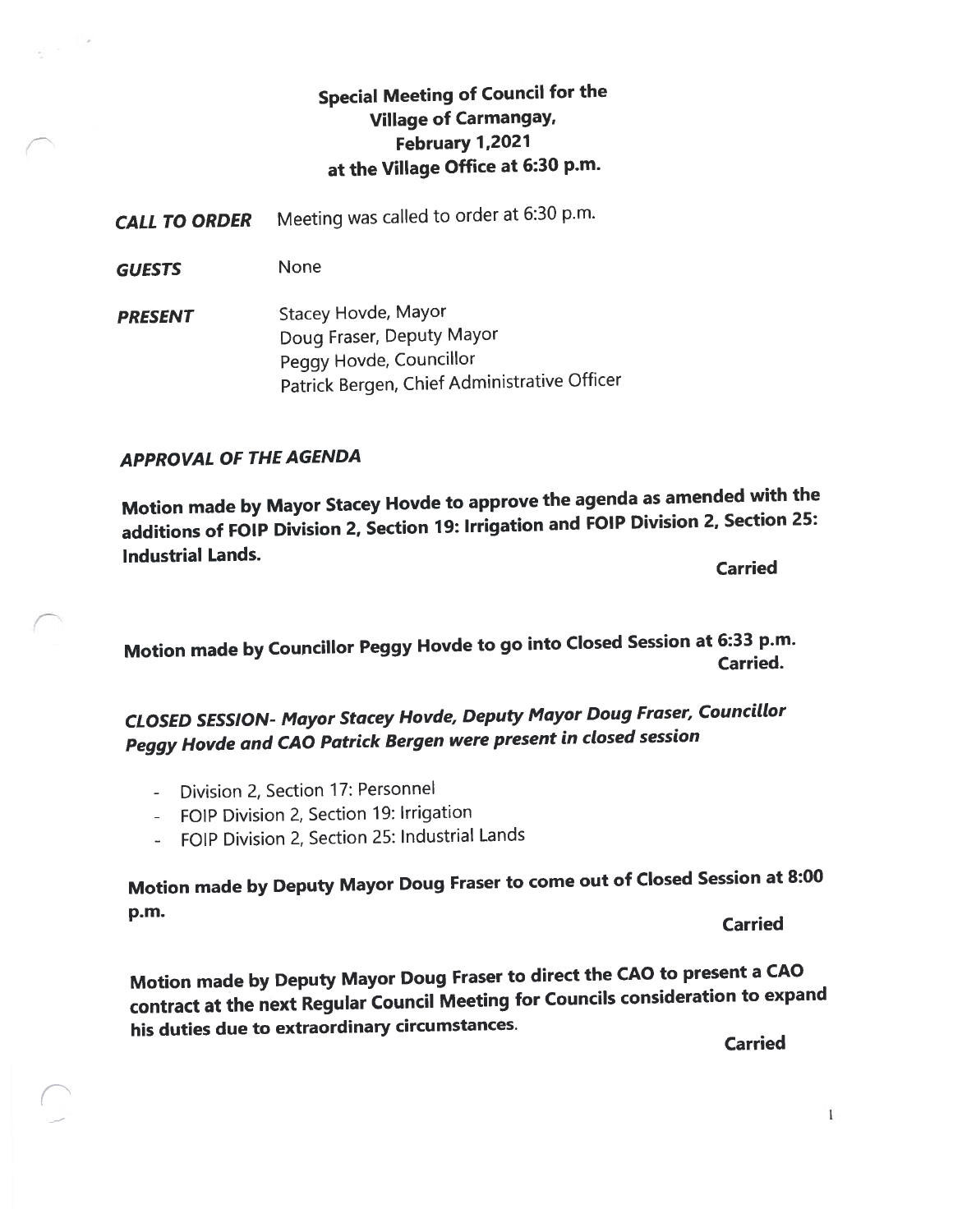# Special Meeting of Council for the Village of Carmangay, February 1,2021 at the Village Office at 6:30 p.m.

***CALL TO ORDER*** Meeting was called to order at 6:30 p.m.

***GUESTS*** None

***PRESENT***
Stacey Hovde, Mayor
Doug Fraser, Deputy Mayor
Peggy Hovde, Councillor
Patrick Bergen, Chief Administrative Officer

## *APPROVAL OF THE AGENDA*

**Motion made by Mayor Stacey Hovde to approve the agenda as amended with the additions of FOIP Division 2, Section 19: Irrigation and FOIP Division 2, Section 25: Industrial Lands.**

**Carried**

**Motion made by Councillor Peggy Hovde to go into Closed Session at 6:33 p.m.**

**Carried.**

## *CLOSED SESSION- Mayor Stacey Hovde, Deputy Mayor Doug Fraser, Councillor Peggy Hovde and CAO Patrick Bergen were present in closed session*

- Division 2, Section 17: Personnel
- FOIP Division 2, Section 19: Irrigation
- FOIP Division 2, Section 25: Industrial Lands

**Motion made by Deputy Mayor Doug Fraser to come out of Closed Session at 8:00 p.m.**

**Carried**

**Motion made by Deputy Mayor Doug Fraser to direct the CAO to present a CAO contract at the next Regular Council Meeting for Councils consideration to expand his duties due to extraordinary circumstances.**

**Carried**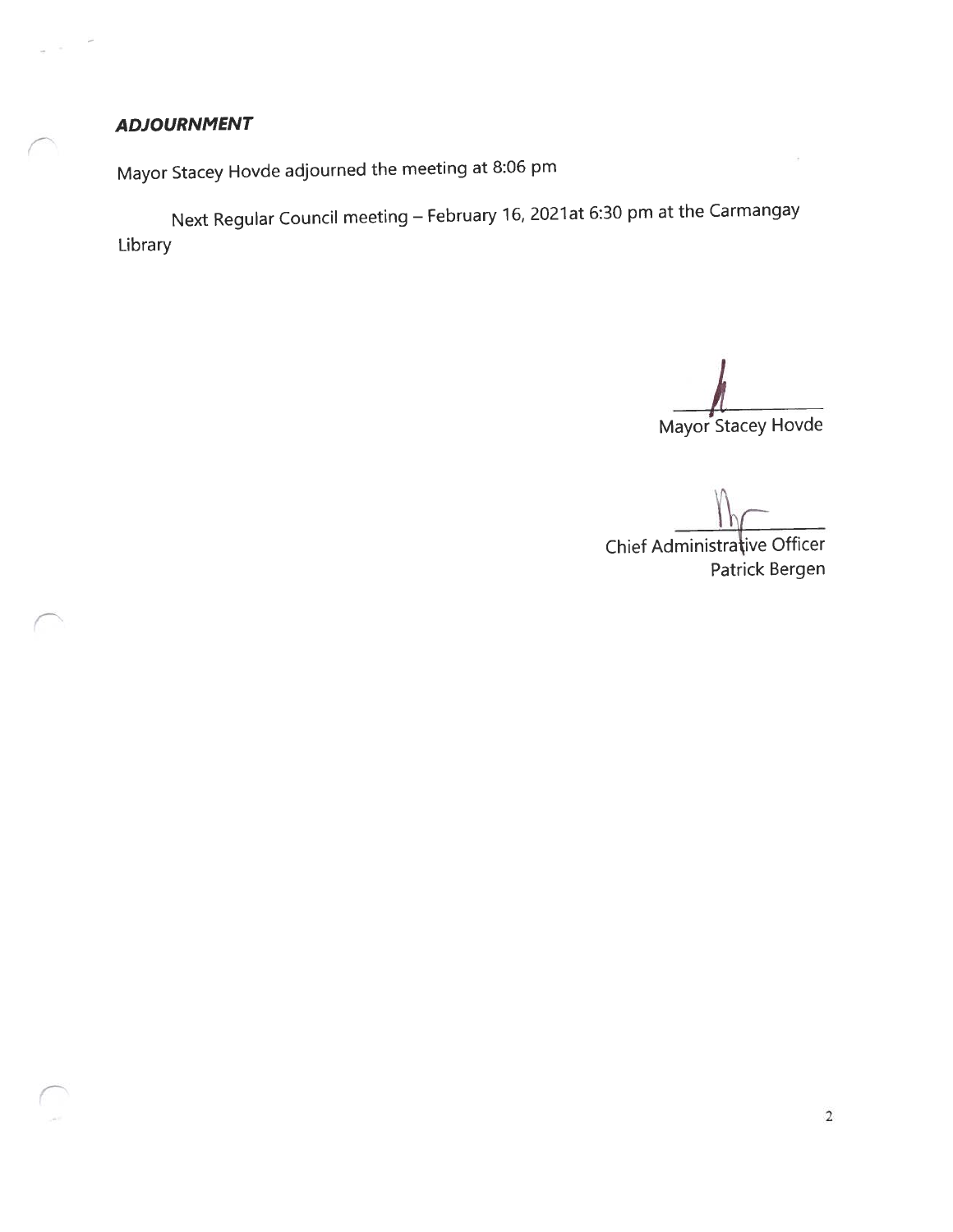### *ADJOURNMENT*

Mayor Stacey Hovde adjourned the meeting at 8:06 pm

Next Regular Council meeting – February 16, 2021at 6:30 pm at the Carmangay Library

Mayor Stacey Hovde

Chief Administrative Officer
Patrick Bergen